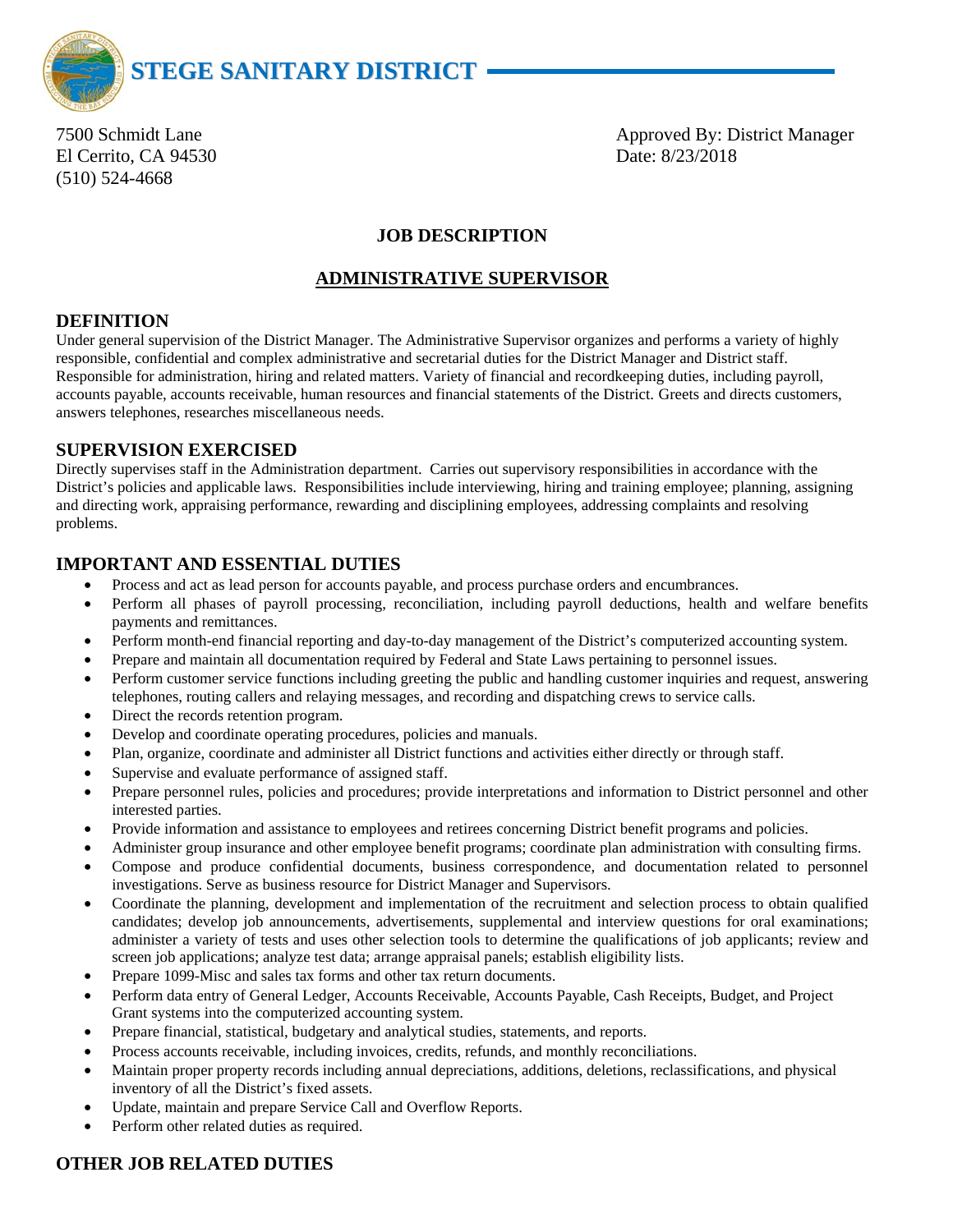# STEGE SANITARY DISTRICT

7500 Schmidt Lane
El Cerrito, CA 94530
(510) 524-4668

Approved By: District Manager
Date: 8/23/2018

## JOB DESCRIPTION

## ADMINISTRATIVE SUPERVISOR

### DEFINITION

Under general supervision of the District Manager. The Administrative Supervisor organizes and performs a variety of highly responsible, confidential and complex administrative and secretarial duties for the District Manager and District staff. Responsible for administration, hiring and related matters. Variety of financial and recordkeeping duties, including payroll, accounts payable, accounts receivable, human resources and financial statements of the District. Greets and directs customers, answers telephones, researches miscellaneous needs.

### SUPERVISION EXERCISED

Directly supervises staff in the Administration department. Carries out supervisory responsibilities in accordance with the District's policies and applicable laws. Responsibilities include interviewing, hiring and training employee; planning, assigning and directing work, appraising performance, rewarding and disciplining employees, addressing complaints and resolving problems.

### IMPORTANT AND ESSENTIAL DUTIES

- Process and act as lead person for accounts payable, and process purchase orders and encumbrances.
- Perform all phases of payroll processing, reconciliation, including payroll deductions, health and welfare benefits payments and remittances.
- Perform month-end financial reporting and day-to-day management of the District's computerized accounting system.
- Prepare and maintain all documentation required by Federal and State Laws pertaining to personnel issues.
- Perform customer service functions including greeting the public and handling customer inquiries and request, answering telephones, routing callers and relaying messages, and recording and dispatching crews to service calls.
- Direct the records retention program.
- Develop and coordinate operating procedures, policies and manuals.
- Plan, organize, coordinate and administer all District functions and activities either directly or through staff.
- Supervise and evaluate performance of assigned staff.
- Prepare personnel rules, policies and procedures; provide interpretations and information to District personnel and other interested parties.
- Provide information and assistance to employees and retirees concerning District benefit programs and policies.
- Administer group insurance and other employee benefit programs; coordinate plan administration with consulting firms.
- Compose and produce confidential documents, business correspondence, and documentation related to personnel investigations. Serve as business resource for District Manager and Supervisors.
- Coordinate the planning, development and implementation of the recruitment and selection process to obtain qualified candidates; develop job announcements, advertisements, supplemental and interview questions for oral examinations; administer a variety of tests and uses other selection tools to determine the qualifications of job applicants; review and screen job applications; analyze test data; arrange appraisal panels; establish eligibility lists.
- Prepare 1099-Misc and sales tax forms and other tax return documents.
- Perform data entry of General Ledger, Accounts Receivable, Accounts Payable, Cash Receipts, Budget, and Project Grant systems into the computerized accounting system.
- Prepare financial, statistical, budgetary and analytical studies, statements, and reports.
- Process accounts receivable, including invoices, credits, refunds, and monthly reconciliations.
- Maintain proper property records including annual depreciations, additions, deletions, reclassifications, and physical inventory of all the District's fixed assets.
- Update, maintain and prepare Service Call and Overflow Reports.
- Perform other related duties as required.

### OTHER JOB RELATED DUTIES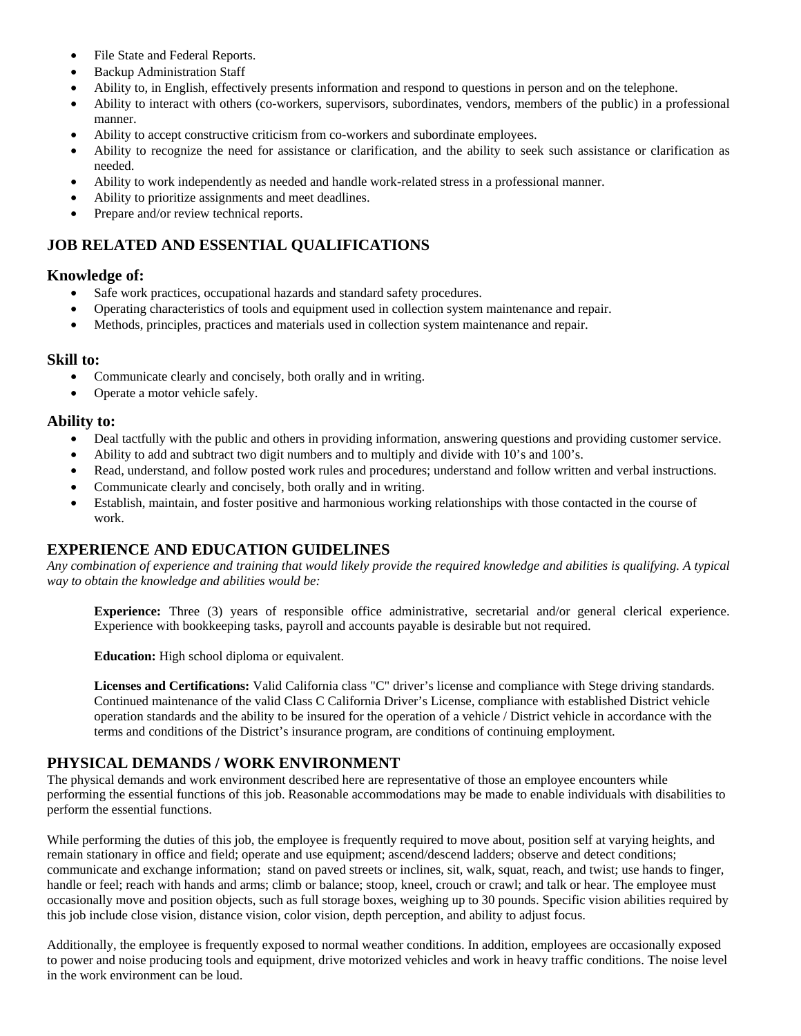- File State and Federal Reports.
- Backup Administration Staff
- Ability to, in English, effectively presents information and respond to questions in person and on the telephone.
- Ability to interact with others (co-workers, supervisors, subordinates, vendors, members of the public) in a professional manner.
- Ability to accept constructive criticism from co-workers and subordinate employees.
- Ability to recognize the need for assistance or clarification, and the ability to seek such assistance or clarification as needed.
- Ability to work independently as needed and handle work-related stress in a professional manner.
- Ability to prioritize assignments and meet deadlines.
- Prepare and/or review technical reports.

## JOB RELATED AND ESSENTIAL QUALIFICATIONS

### Knowledge of:

- Safe work practices, occupational hazards and standard safety procedures.
- Operating characteristics of tools and equipment used in collection system maintenance and repair.
- Methods, principles, practices and materials used in collection system maintenance and repair.

### Skill to:

- Communicate clearly and concisely, both orally and in writing.
- Operate a motor vehicle safely.

### Ability to:

- Deal tactfully with the public and others in providing information, answering questions and providing customer service.
- Ability to add and subtract two digit numbers and to multiply and divide with 10's and 100's.
- Read, understand, and follow posted work rules and procedures; understand and follow written and verbal instructions.
- Communicate clearly and concisely, both orally and in writing.
- Establish, maintain, and foster positive and harmonious working relationships with those contacted in the course of work.

## EXPERIENCE AND EDUCATION GUIDELINES

*Any combination of experience and training that would likely provide the required knowledge and abilities is qualifying. A typical way to obtain the knowledge and abilities would be:*

**Experience:** Three (3) years of responsible office administrative, secretarial and/or general clerical experience. Experience with bookkeeping tasks, payroll and accounts payable is desirable but not required.

**Education:** High school diploma or equivalent.

**Licenses and Certifications:** Valid California class "C" driver's license and compliance with Stege driving standards. Continued maintenance of the valid Class C California Driver's License, compliance with established District vehicle operation standards and the ability to be insured for the operation of a vehicle / District vehicle in accordance with the terms and conditions of the District's insurance program, are conditions of continuing employment.

## PHYSICAL DEMANDS / WORK ENVIRONMENT

The physical demands and work environment described here are representative of those an employee encounters while performing the essential functions of this job. Reasonable accommodations may be made to enable individuals with disabilities to perform the essential functions.

While performing the duties of this job, the employee is frequently required to move about, position self at varying heights, and remain stationary in office and field; operate and use equipment; ascend/descend ladders; observe and detect conditions; communicate and exchange information; stand on paved streets or inclines, sit, walk, squat, reach, and twist; use hands to finger, handle or feel; reach with hands and arms; climb or balance; stoop, kneel, crouch or crawl; and talk or hear. The employee must occasionally move and position objects, such as full storage boxes, weighing up to 30 pounds. Specific vision abilities required by this job include close vision, distance vision, color vision, depth perception, and ability to adjust focus.

Additionally, the employee is frequently exposed to normal weather conditions. In addition, employees are occasionally exposed to power and noise producing tools and equipment, drive motorized vehicles and work in heavy traffic conditions. The noise level in the work environment can be loud.